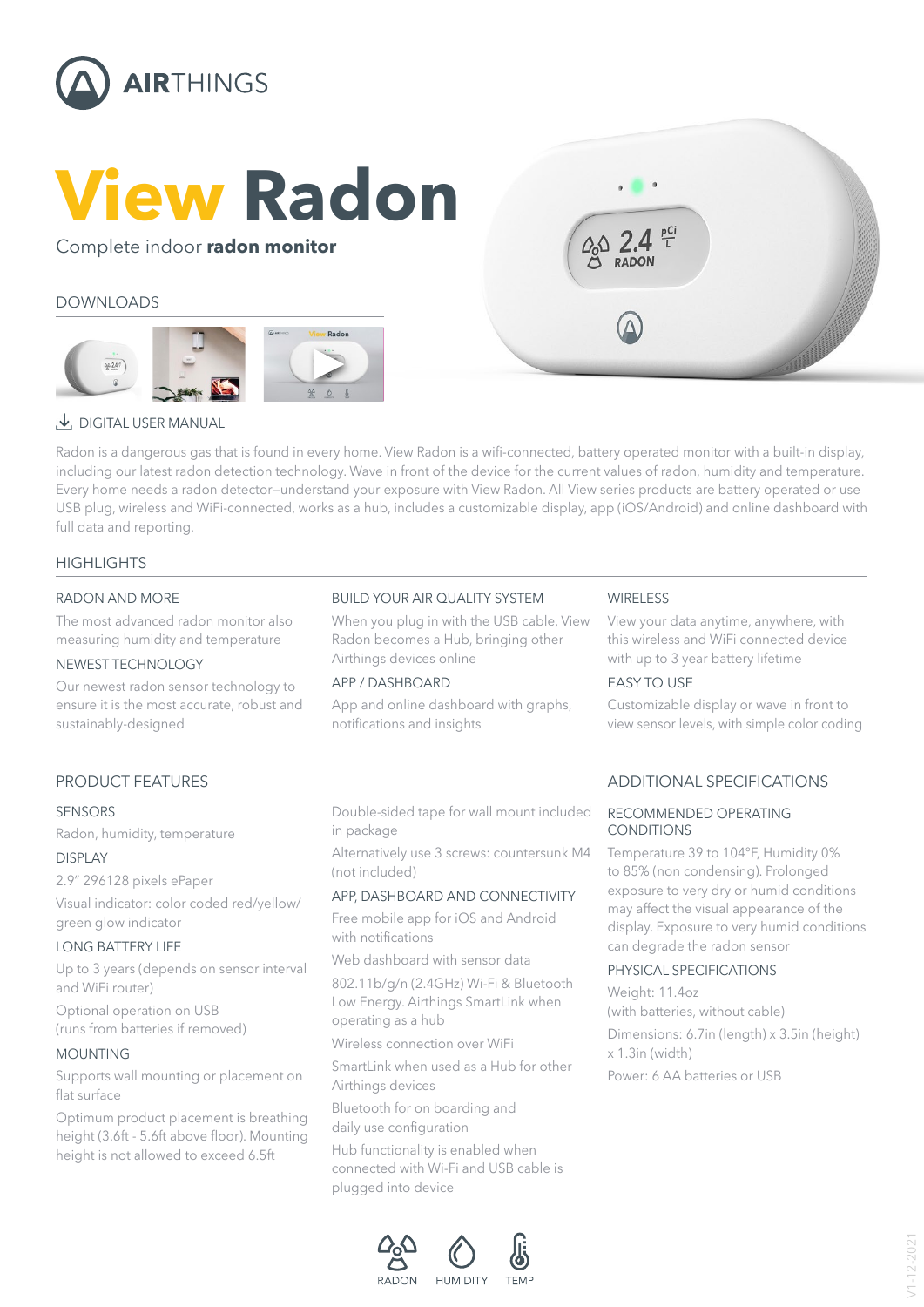# AIRTHINGS

# View Radon

Complete indoor **radon monitor**

## DOWNLOADS

DIGITAL USER MANUAL

Radon is a dangerous gas that is found in every home. View Radon is a wifi-connected, battery operated monitor with a built-in display, including our latest radon detection technology. Wave in front of the device for the current values of radon, humidity and temperature. Every home needs a radon detector–understand your exposure with View Radon. All View series products are battery operated or use USB plug, wireless and WiFi-connected, works as a hub, includes a customizable display, app (iOS/Android) and online dashboard with full data and reporting.

## HIGHLIGHTS

### RADON AND MORE

The most advanced radon monitor also measuring humidity and temperature

### NEWEST TECHNOLOGY

Our newest radon sensor technology to ensure it is the most accurate, robust and sustainably-designed

### BUILD YOUR AIR QUALITY SYSTEM

When you plug in with the USB cable, View Radon becomes a Hub, bringing other Airthings devices online

### APP / DASHBOARD

App and online dashboard with graphs, notifications and insights

### WIRELESS

View your data anytime, anywhere, with this wireless and WiFi connected device with up to 3 year battery lifetime

### EASY TO USE

Customizable display or wave in front to view sensor levels, with simple color coding

## PRODUCT FEATURES

### SENSORS

Radon, humidity, temperature

### DISPLAY

2.9" 296128 pixels ePaper

Visual indicator: color coded red/yellow/green glow indicator

### LONG BATTERY LIFE

Up to 3 years (depends on sensor interval and WiFi router)

Optional operation on USB (runs from batteries if removed)

### MOUNTING

Supports wall mounting or placement on flat surface

Optimum product placement is breathing height (3.6ft - 5.6ft above floor). Mounting height is not allowed to exceed 6.5ft

Double-sided tape for wall mount included in package

Alternatively use 3 screws: countersunk M4 (not included)

### APP, DASHBOARD AND CONNECTIVITY

Free mobile app for iOS and Android with notifications

Web dashboard with sensor data

802.11b/g/n (2.4GHz) Wi-Fi & Bluetooth Low Energy. Airthings SmartLink when operating as a hub

Wireless connection over WiFi

SmartLink when used as a Hub for other Airthings devices

Bluetooth for on boarding and daily use configuration

Hub functionality is enabled when connected with Wi-Fi and USB cable is plugged into device

## ADDITIONAL SPECIFICATIONS

### RECOMMENDED OPERATING CONDITIONS

Temperature 39 to 104°F, Humidity 0% to 85% (non condensing). Prolonged exposure to very dry or humid conditions may affect the visual appearance of the display. Exposure to very humid conditions can degrade the radon sensor

### PHYSICAL SPECIFICATIONS

Weight: 11.4oz (with batteries, without cable)

Dimensions: 6.7in (length) x 3.5in (height) x 1.3in (width)

Power: 6 AA batteries or USB

RADON HUMIDITY TEMP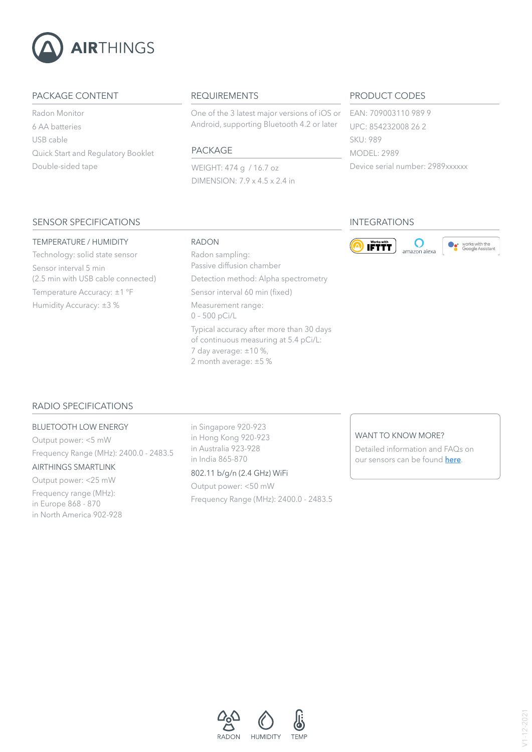# AIRTHINGS

## PACKAGE CONTENT

Radon Monitor
6 AA batteries
USB cable
Quick Start and Regulatory Booklet
Double-sided tape

## REQUIREMENTS

One of the 3 latest major versions of iOS or Android, supporting Bluetooth 4.2 or later

## PACKAGE

WEIGHT: 474 g / 16.7 oz
DIMENSION: 7.9 x 4.5 x 2.4 in

## PRODUCT CODES

EAN: 709003110 989 9
UPC: 854232008 26 2
SKU: 989
MODEL: 2989
Device serial number: 2989xxxxxx

## SENSOR SPECIFICATIONS

### TEMPERATURE / HUMIDITY

Technology: solid state sensor

Sensor interval 5 min
(2.5 min with USB cable connected)

Temperature Accuracy: ±1 °F

Humidity Accuracy: ±3 %

### RADON

Radon sampling:
Passive diffusion chamber

Detection method: Alpha spectrometry

Sensor interval 60 min (fixed)

Measurement range:
0 – 500 pCi/L

Typical accuracy after more than 30 days of continuous measuring at 5.4 pCi/L:
7 day average: ±10 %,
2 month average: ±5 %

## INTEGRATIONS

Works with IFTTT
amazon alexa
works with the Google Assistant

## RADIO SPECIFICATIONS

### BLUETOOTH LOW ENERGY

Output power: <5 mW

Frequency Range (MHz): 2400.0 - 2483.5

### AIRTHINGS SMARTLINK

Output power: <25 mW

Frequency range (MHz):
in Europe 868 - 870
in North America 902-928
in Singapore 920-923
in Hong Kong 920-923
in Australia 923-928
in India 865-870

### 802.11 b/g/n (2.4 GHz) WiFi

Output power: <50 mW

Frequency Range (MHz): 2400.0 - 2483.5

## WANT TO KNOW MORE?

Detailed information and FAQs on our sensors can be found **here**.

RADON HUMIDITY TEMP

V1-12-2021